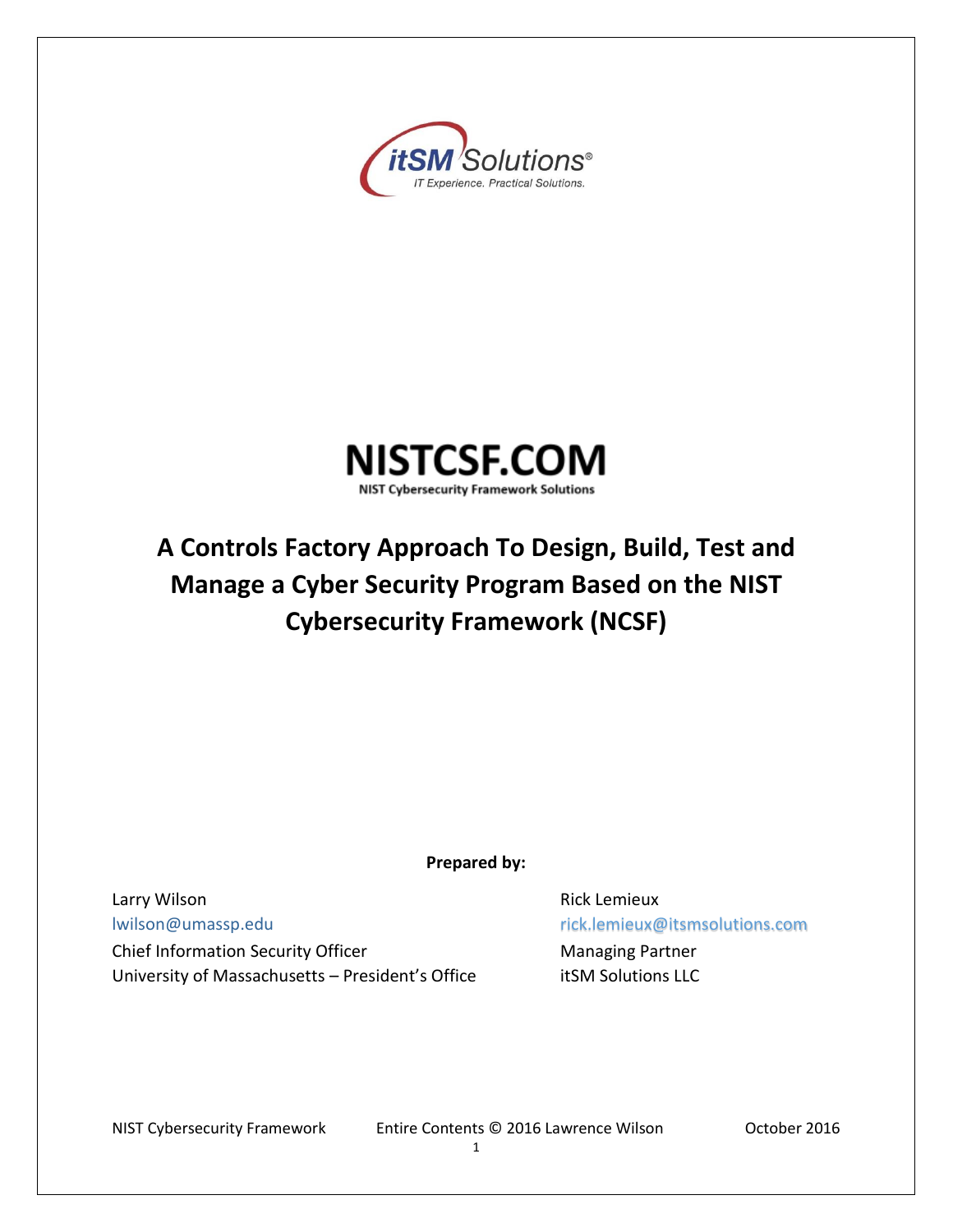itSM Solutions®
IT Experience. Practical Solutions.

NISTCSF.COM
NIST Cybersecurity Framework Solutions

# A Controls Factory Approach To Design, Build, Test and Manage a Cyber Security Program Based on the NIST Cybersecurity Framework (NCSF)

**Prepared by:**

Larry Wilson
lwilson@umassp.edu
Chief Information Security Officer
University of Massachusetts – President's Office

Rick Lemieux
rick.lemieux@itsmsolutions.com
Managing Partner
itSM Solutions LLC

NIST Cybersecurity Framework Entire Contents © 2016 Lawrence Wilson October 2016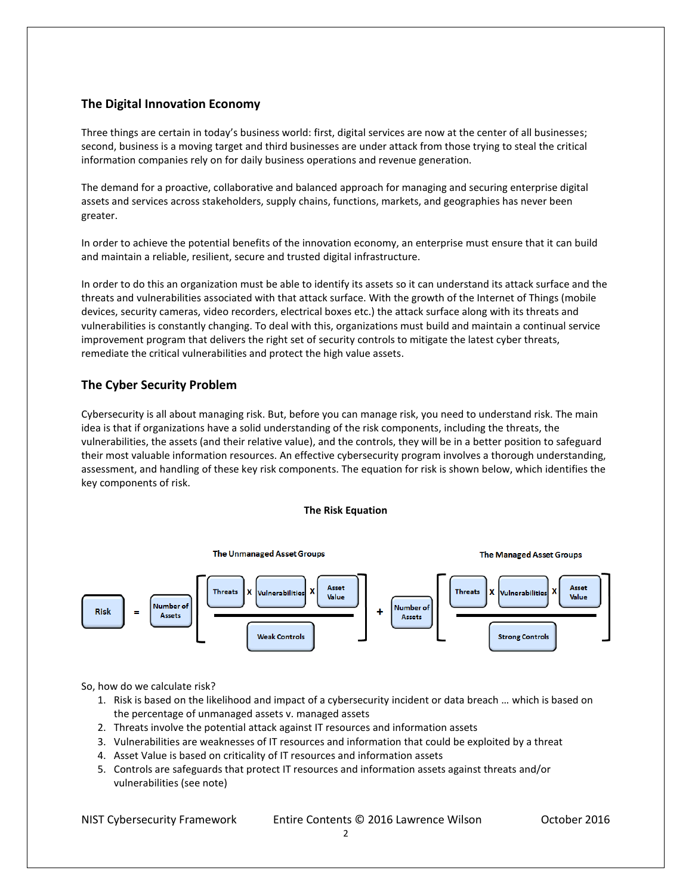## The Digital Innovation Economy

Three things are certain in today's business world: first, digital services are now at the center of all businesses; second, business is a moving target and third businesses are under attack from those trying to steal the critical information companies rely on for daily business operations and revenue generation.

The demand for a proactive, collaborative and balanced approach for managing and securing enterprise digital assets and services across stakeholders, supply chains, functions, markets, and geographies has never been greater.

In order to achieve the potential benefits of the innovation economy, an enterprise must ensure that it can build and maintain a reliable, resilient, secure and trusted digital infrastructure.

In order to do this an organization must be able to identify its assets so it can understand its attack surface and the threats and vulnerabilities associated with that attack surface. With the growth of the Internet of Things (mobile devices, security cameras, video recorders, electrical boxes etc.) the attack surface along with its threats and vulnerabilities is constantly changing. To deal with this, organizations must build and maintain a continual service improvement program that delivers the right set of security controls to mitigate the latest cyber threats, remediate the critical vulnerabilities and protect the high value assets.

## The Cyber Security Problem

Cybersecurity is all about managing risk. But, before you can manage risk, you need to understand risk. The main idea is that if organizations have a solid understanding of the risk components, including the threats, the vulnerabilities, the assets (and their relative value), and the controls, they will be in a better position to safeguard their most valuable information resources. An effective cybersecurity program involves a thorough understanding, assessment, and handling of these key risk components. The equation for risk is shown below, which identifies the key components of risk.

**The Risk Equation**

$$\text{Risk} = \text{Number of Assets} \left[ \frac{\text{Threats} \times \text{Vulnerabilities} \times \text{Asset Value}}{\text{Weak Controls}} \right]_{\text{The Unmanaged Asset Groups}} + \text{Number of Assets} \left[ \frac{\text{Threats} \times \text{Vulnerabilities} \times \text{Asset Value}}{\text{Strong Controls}} \right]_{\text{The Managed Asset Groups}}$$

So, how do we calculate risk?

1. Risk is based on the likelihood and impact of a cybersecurity incident or data breach … which is based on the percentage of unmanaged assets v. managed assets
2. Threats involve the potential attack against IT resources and information assets
3. Vulnerabilities are weaknesses of IT resources and information that could be exploited by a threat
4. Asset Value is based on criticality of IT resources and information assets
5. Controls are safeguards that protect IT resources and information assets against threats and/or vulnerabilities (see note)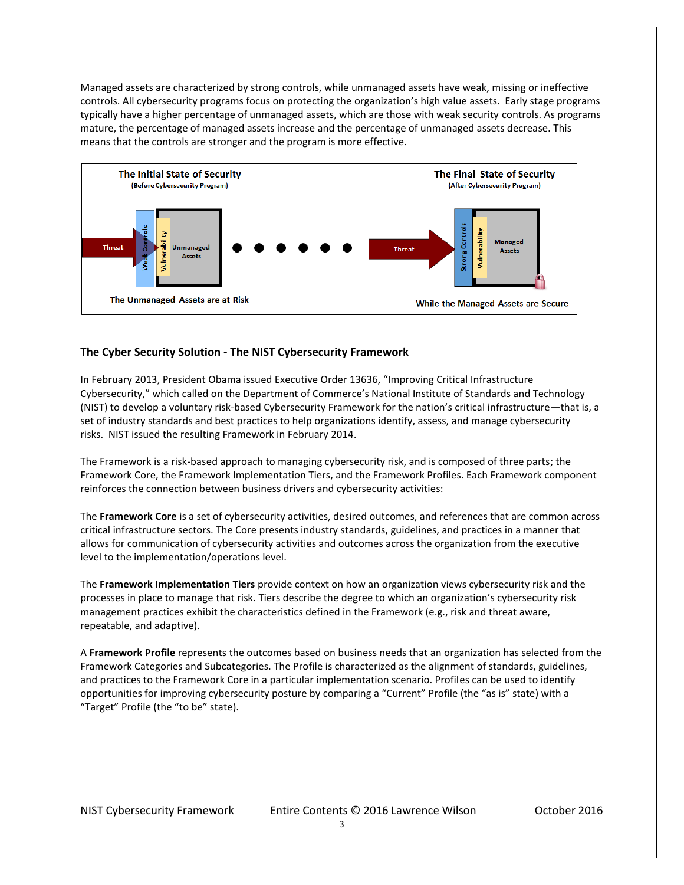Managed assets are characterized by strong controls, while unmanaged assets have weak, missing or ineffective controls. All cybersecurity programs focus on protecting the organization's high value assets. Early stage programs typically have a higher percentage of unmanaged assets, which are those with weak security controls. As programs mature, the percentage of managed assets increase and the percentage of unmanaged assets decrease. This means that the controls are stronger and the program is more effective.

**The Initial State of Security** (Before Cybersecurity Program)

Threat — Weak Controls — Vulnerability — Unmanaged Assets

The Unmanaged Assets are at Risk

**The Final State of Security** (After Cybersecurity Program)

Threat — Strong Controls — Vulnerability — Managed Assets

While the Managed Assets are Secure

### The Cyber Security Solution - The NIST Cybersecurity Framework

In February 2013, President Obama issued Executive Order 13636, "Improving Critical Infrastructure Cybersecurity," which called on the Department of Commerce's National Institute of Standards and Technology (NIST) to develop a voluntary risk-based Cybersecurity Framework for the nation's critical infrastructure—that is, a set of industry standards and best practices to help organizations identify, assess, and manage cybersecurity risks. NIST issued the resulting Framework in February 2014.

The Framework is a risk-based approach to managing cybersecurity risk, and is composed of three parts; the Framework Core, the Framework Implementation Tiers, and the Framework Profiles. Each Framework component reinforces the connection between business drivers and cybersecurity activities:

The **Framework Core** is a set of cybersecurity activities, desired outcomes, and references that are common across critical infrastructure sectors. The Core presents industry standards, guidelines, and practices in a manner that allows for communication of cybersecurity activities and outcomes across the organization from the executive level to the implementation/operations level.

The **Framework Implementation Tiers** provide context on how an organization views cybersecurity risk and the processes in place to manage that risk. Tiers describe the degree to which an organization's cybersecurity risk management practices exhibit the characteristics defined in the Framework (e.g., risk and threat aware, repeatable, and adaptive).

A **Framework Profile** represents the outcomes based on business needs that an organization has selected from the Framework Categories and Subcategories. The Profile is characterized as the alignment of standards, guidelines, and practices to the Framework Core in a particular implementation scenario. Profiles can be used to identify opportunities for improving cybersecurity posture by comparing a "Current" Profile (the "as is" state) with a "Target" Profile (the "to be" state).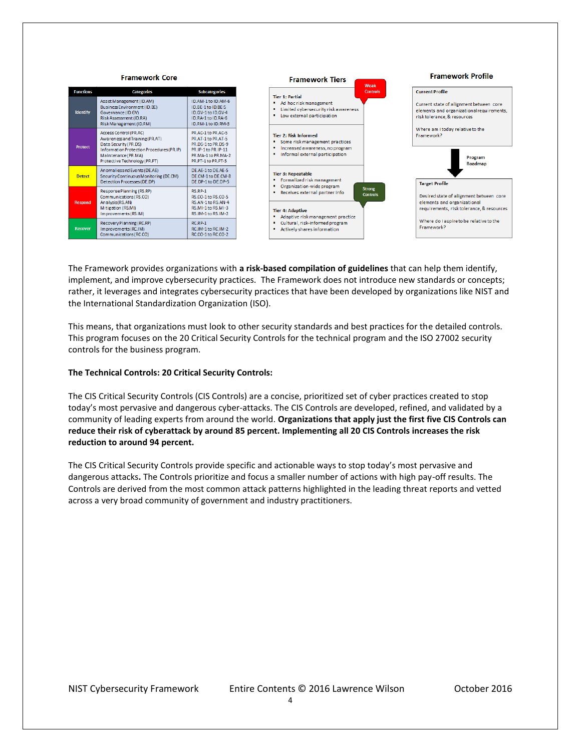## Framework Core

| Functions | Categories | Subcategories |
|---|---|---|
| Identify | Asset Management (ID.AM)<br>Business Environment (ID.BE)<br>Governance (ID.GV)<br>Risk Assessment (ID.RA)<br>Risk Management (ID.RM) | ID.AM-1 to ID.AM-6<br>ID.BE-1 to ID.BE-5<br>ID.GV-1 to ID.GV-4<br>ID.RA-1 to ID.RA-6<br>ID.RM-1 to ID.RM-3 |
| Protect | Access Control (PR.AC)<br>Awareness and Training (PR.AT)<br>Data Security (PR.DS)<br>Information Protection Procedures (PR.IP)<br>Maintenance (PR.MA)<br>Protective Technology (PR.PT) | PR.AC-1 to PR.AC-5<br>PR.AT-1 to PR.AT-5<br>PR.DS-1 to PR.DS-9<br>PR.IP-1 to PR.IP-11<br>PR.MA-1 to PR.MA-2<br>PR.PT-1 to PR.PT-5 |
| Detect | Anomalies and Events (DE.AE)<br>Security Continuous Monitoring (DE.CM)<br>Detection Processes (DE.DP) | DE.AE-1 to DE.AE-5<br>DE.CM-1 to DE.CM-8<br>DE.DP-1 to DE.DP-5 |
| Respond | Response Planning (RS.RP)<br>Communications (RS.CO)<br>Analysis (RS.AN)<br>Mitigation (RS.MI)<br>Improvements (RS.IM) | RS.RP-1<br>RS.CO-1 to RS.CO-5<br>RS.AN-1 to RS.AN-4<br>RS.MI-1 to RS.MI-3<br>RS.IM-1 to RS.IM-2 |
| Recover | Recovery Planning (RC.RP)<br>Improvements (RC.IM)<br>Communications (RC.CO) | RC.RP-1<br>RC.IM-1 to RC.IM-2<br>RC.CO-1 to RC.CO-2 |

## Framework Tiers

Weak Controls

**Tier 1: Partial**
- Ad hoc risk management
- Limited cybersecurity risk awareness
- Low external participation

**Tier 2: Risk Informed**
- Some risk management practices
- Increased awareness, no program
- Informal external participation

**Tier 3: Repeatable**
- Formalized risk management
- Organization-wide program
- Receives external partner info

Strong Controls

**Tier 4: Adaptive**
- Adaptive risk management practice
- Cultural, risk-informed program
- Actively shares information

## Framework Profile

**Current Profile**

Current state of alignment between core elements and organizational requirements, risk tolerance, & resources

Where am I today relative to the Framework?

Program Roadmap

**Target Profile**

Desired state of alignment between core elements and organizational requirements, risk tolerance, & resources

Where do I aspire to be relative to the Framework?

The Framework provides organizations with **a risk-based compilation of guidelines** that can help them identify, implement, and improve cybersecurity practices. The Framework does not introduce new standards or concepts; rather, it leverages and integrates cybersecurity practices that have been developed by organizations like NIST and the International Standardization Organization (ISO).

This means, that organizations must look to other security standards and best practices for the detailed controls. This program focuses on the 20 Critical Security Controls for the technical program and the ISO 27002 security controls for the business program.

**The Technical Controls: 20 Critical Security Controls:**

The CIS Critical Security Controls (CIS Controls) are a concise, prioritized set of cyber practices created to stop today's most pervasive and dangerous cyber-attacks. The CIS Controls are developed, refined, and validated by a community of leading experts from around the world. **Organizations that apply just the first five CIS Controls can reduce their risk of cyberattack by around 85 percent. Implementing all 20 CIS Controls increases the risk reduction to around 94 percent.**

The CIS Critical Security Controls provide specific and actionable ways to stop today's most pervasive and dangerous attacks. The Controls prioritize and focus a smaller number of actions with high pay-off results. The Controls are derived from the most common attack patterns highlighted in the leading threat reports and vetted across a very broad community of government and industry practitioners.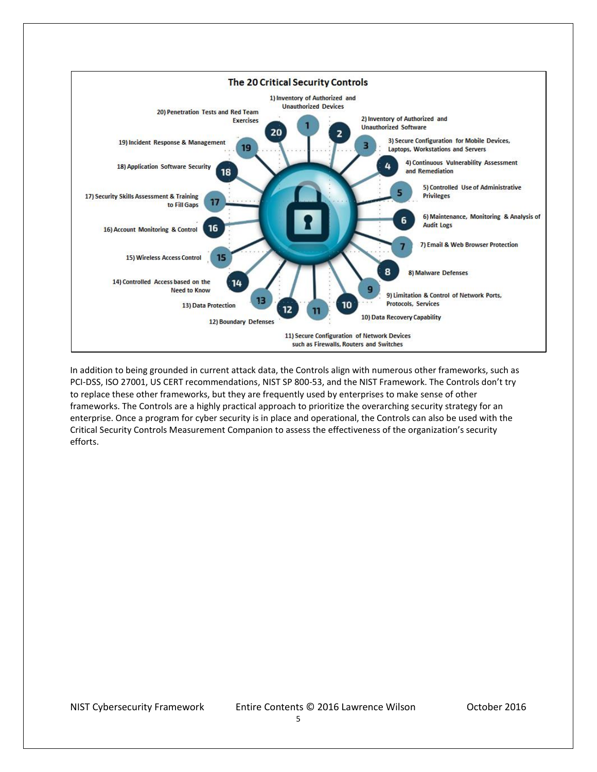**The 20 Critical Security Controls**

1) Inventory of Authorized and Unauthorized Devices
2) Inventory of Authorized and Unauthorized Software
3) Secure Configuration for Mobile Devices, Laptops, Workstations and Servers
4) Continuous Vulnerability Assessment and Remediation
5) Controlled Use of Administrative Privileges
6) Maintenance, Monitoring & Analysis of Audit Logs
7) Email & Web Browser Protection
8) Malware Defenses
9) Limitation & Control of Network Ports, Protocols, Services
10) Data Recovery Capability
11) Secure Configuration of Network Devices such as Firewalls, Routers and Switches
12) Boundary Defenses
13) Data Protection
14) Controlled Access based on the Need to Know
15) Wireless Access Control
16) Account Monitoring & Control
17) Security Skills Assessment & Training to Fill Gaps
18) Application Software Security
19) Incident Response & Management
20) Penetration Tests and Red Team Exercises

In addition to being grounded in current attack data, the Controls align with numerous other frameworks, such as PCI-DSS, ISO 27001, US CERT recommendations, NIST SP 800-53, and the NIST Framework. The Controls don't try to replace these other frameworks, but they are frequently used by enterprises to make sense of other frameworks. The Controls are a highly practical approach to prioritize the overarching security strategy for an enterprise. Once a program for cyber security is in place and operational, the Controls can also be used with the Critical Security Controls Measurement Companion to assess the effectiveness of the organization's security efforts.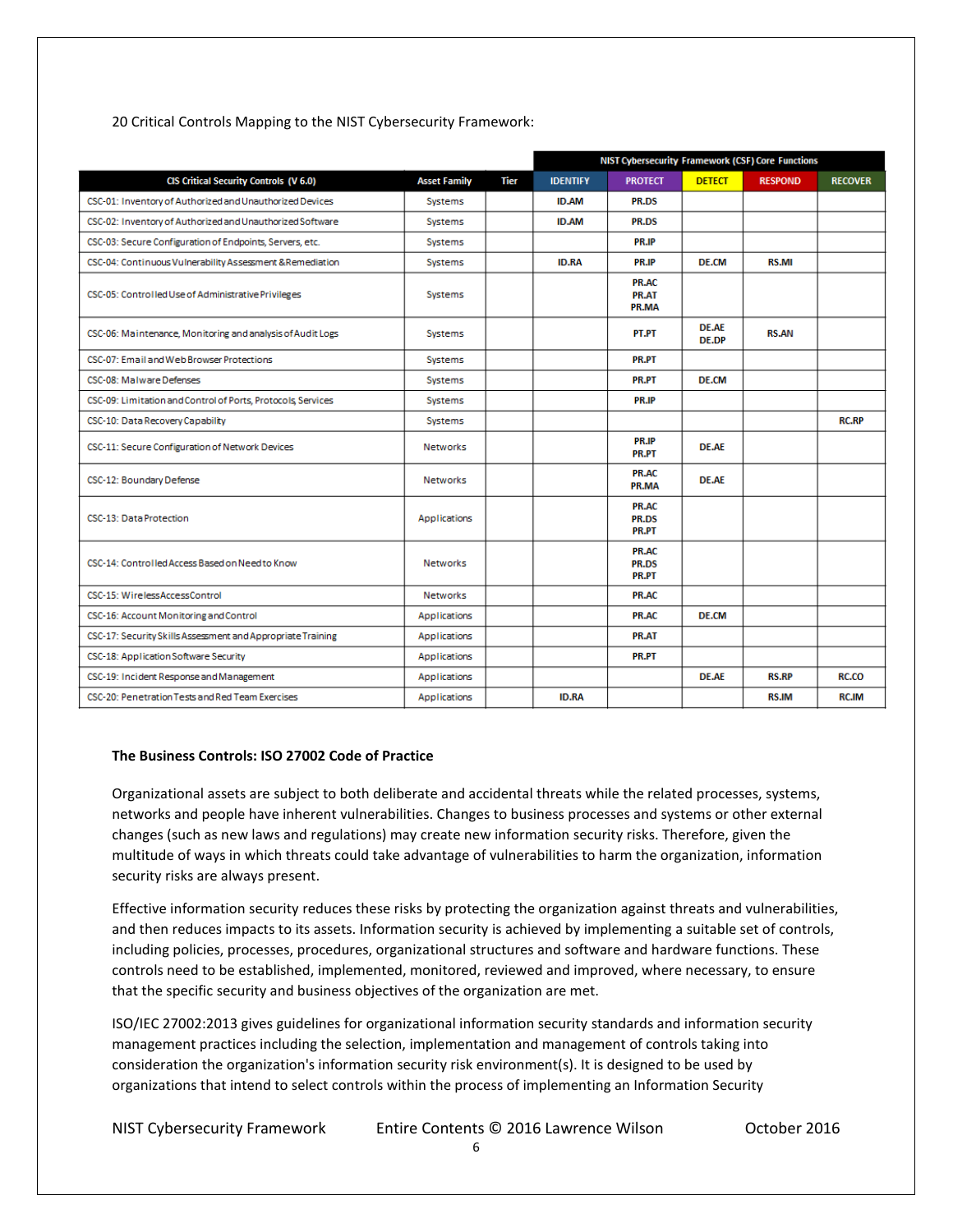20 Critical Controls Mapping to the NIST Cybersecurity Framework:

| | | | NIST Cybersecurity Framework (CSF) Core Functions | | | | |
|---|---|---|---|---|---|---|---|
| **CIS Critical Security Controls (V 6.0)** | **Asset Family** | **Tier** | **IDENTIFY** | **PROTECT** | **DETECT** | **RESPOND** | **RECOVER** |
| CSC-01: Inventory of Authorized and Unauthorized Devices | Systems | | ID.AM | PR.DS | | | |
| CSC-02: Inventory of Authorized and Unauthorized Software | Systems | | ID.AM | PR.DS | | | |
| CSC-03: Secure Configuration of Endpoints, Servers, etc. | Systems | | | PR.IP | | | |
| CSC-04: Continuous Vulnerability Assessment & Remediation | Systems | | ID.RA | PR.IP | DE.CM | RS.MI | |
| CSC-05: Controlled Use of Administrative Privileges | Systems | | | PR.AC<br>PR.AT<br>PR.MA | | | |
| CSC-06: Maintenance, Monitoring and analysis of Audit Logs | Systems | | | PT.PT | DE.AE<br>DE.DP | RS.AN | |
| CSC-07: Email and Web Browser Protections | Systems | | | PR.PT | | | |
| CSC-08: Malware Defenses | Systems | | | PR.PT | DE.CM | | |
| CSC-09: Limitation and Control of Ports, Protocols, Services | Systems | | | PR.IP | | | |
| CSC-10: Data Recovery Capability | Systems | | | | | | RC.RP |
| CSC-11: Secure Configuration of Network Devices | Networks | | | PR.IP<br>PR.PT | DE.AE | | |
| CSC-12: Boundary Defense | Networks | | | PR.AC<br>PR.MA | DE.AE | | |
| CSC-13: Data Protection | Applications | | | PR.AC<br>PR.DS<br>PR.PT | | | |
| CSC-14: Controlled Access Based on Need to Know | Networks | | | PR.AC<br>PR.DS<br>PR.PT | | | |
| CSC-15: Wireless Access Control | Networks | | | PR.AC | | | |
| CSC-16: Account Monitoring and Control | Applications | | | PR.AC | DE.CM | | |
| CSC-17: Security Skills Assessment and Appropriate Training | Applications | | | PR.AT | | | |
| CSC-18: Application Software Security | Applications | | | PR.PT | | | |
| CSC-19: Incident Response and Management | Applications | | | | DE.AE | RS.RP | RC.CO |
| CSC-20: Penetration Tests and Red Team Exercises | Applications | | ID.RA | | | RS.IM | RC.IM |

**The Business Controls: ISO 27002 Code of Practice**

Organizational assets are subject to both deliberate and accidental threats while the related processes, systems, networks and people have inherent vulnerabilities. Changes to business processes and systems or other external changes (such as new laws and regulations) may create new information security risks. Therefore, given the multitude of ways in which threats could take advantage of vulnerabilities to harm the organization, information security risks are always present.

Effective information security reduces these risks by protecting the organization against threats and vulnerabilities, and then reduces impacts to its assets. Information security is achieved by implementing a suitable set of controls, including policies, processes, procedures, organizational structures and software and hardware functions. These controls need to be established, implemented, monitored, reviewed and improved, where necessary, to ensure that the specific security and business objectives of the organization are met.

ISO/IEC 27002:2013 gives guidelines for organizational information security standards and information security management practices including the selection, implementation and management of controls taking into consideration the organization's information security risk environment(s). It is designed to be used by organizations that intend to select controls within the process of implementing an Information Security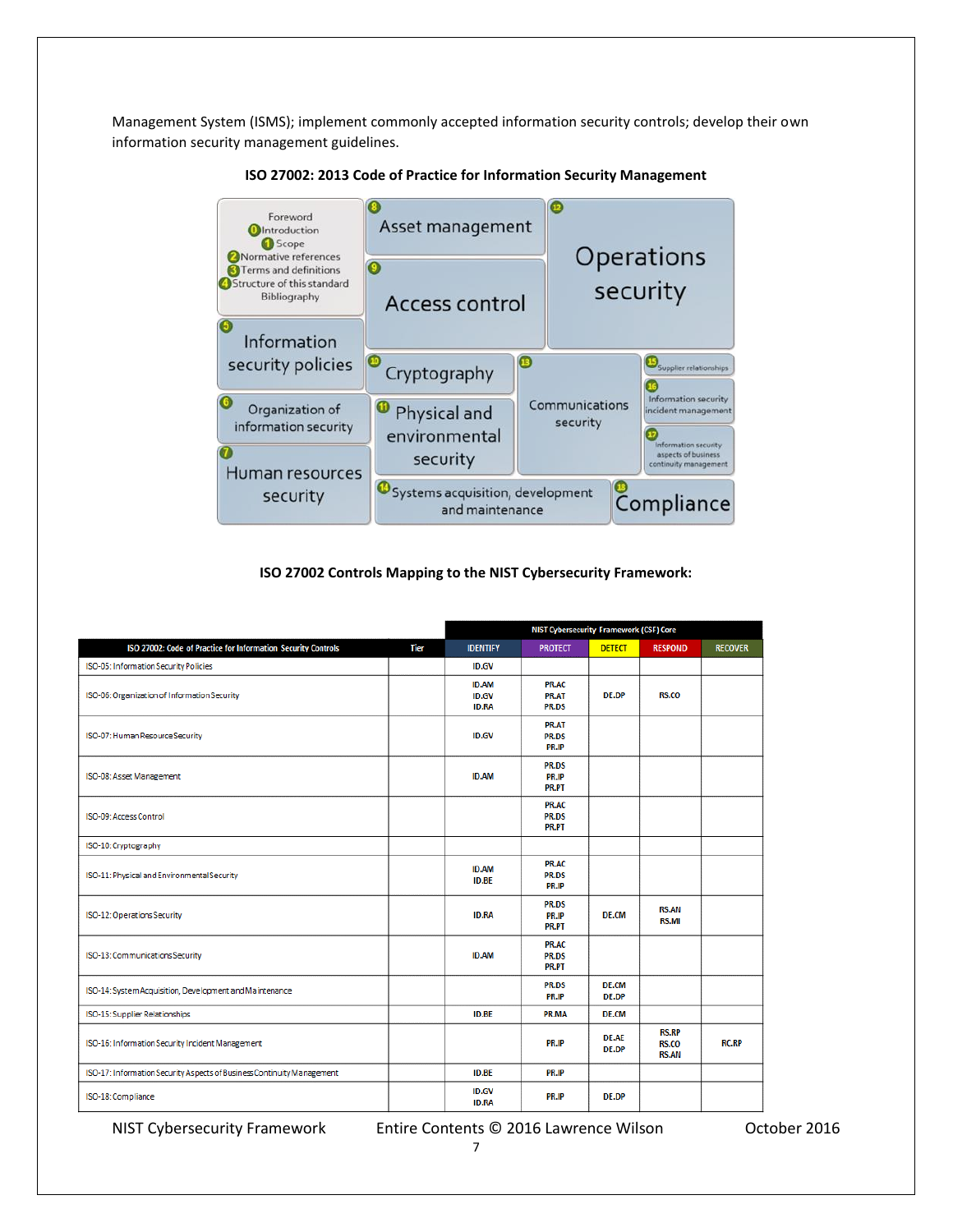Management System (ISMS); implement commonly accepted information security controls; develop their own information security management guidelines.

**ISO 27002: 2013 Code of Practice for Information Security Management**

- Foreword
- 0 Introduction
- 1 Scope
- 2 Normative references
- 3 Terms and definitions
- 4 Structure of this standard
- Bibliography
- 5 Information security policies
- 6 Organization of information security
- 7 Human resources security
- 8 Asset management
- 9 Access control
- 10 Cryptography
- 11 Physical and environmental security
- 12 Operations security
- 13 Communications security
- 14 Systems acquisition, development and maintenance
- 15 Supplier relationships
- 16 Information security incident management
- 17 Information security aspects of business continuity management
- 18 Compliance

**ISO 27002 Controls Mapping to the NIST Cybersecurity Framework:**

| ISO 27002: Code of Practice for Information Security Controls | Tier | NIST Cybersecurity Framework (CSF) Core | | | | |
|---|---|---|---|---|---|---|
| | | IDENTIFY | PROTECT | DETECT | RESPOND | RECOVER |
| ISO-05: Information Security Policies | | ID.GV | | | | |
| ISO-06: Organization of Information Security | | ID.AM ID.GV ID.RA | PR.AC PR.AT PR.DS | DE.DP | RS.CO | |
| ISO-07: Human Resource Security | | ID.GV | PR.AT PR.DS PR.IP | | | |
| ISO-08: Asset Management | | ID.AM | PR.DS PR.IP PR.PT | | | |
| ISO-09: Access Control | | | PR.AC PR.DS PR.PT | | | |
| ISO-10: Cryptography | | | | | | |
| ISO-11: Physical and Environmental Security | | ID.AM ID.BE | PR.AC PR.DS PR.IP | | | |
| ISO-12: Operations Security | | ID.RA | PR.DS PR.IP PR.PT | DE.CM | RS.AN RS.MI | |
| ISO-13: Communications Security | | ID.AM | PR.AC PR.DS PR.PT | | | |
| ISO-14: System Acquisition, Development and Maintenance | | | PR.DS PR.IP | DE.CM DE.DP | | |
| ISO-15: Supplier Relationships | | ID.BE | PR.MA | DE.CM | | |
| ISO-16: Information Security Incident Management | | | PR.IP | DE.AE DE.DP | RS.RP RS.CO RS.AN | RC.RP |
| ISO-17: Information Security Aspects of Business Continuity Management | | ID.BE | PR.IP | | | |
| ISO-18: Compliance | | ID.GV ID.RA | PR.IP | DE.DP | | |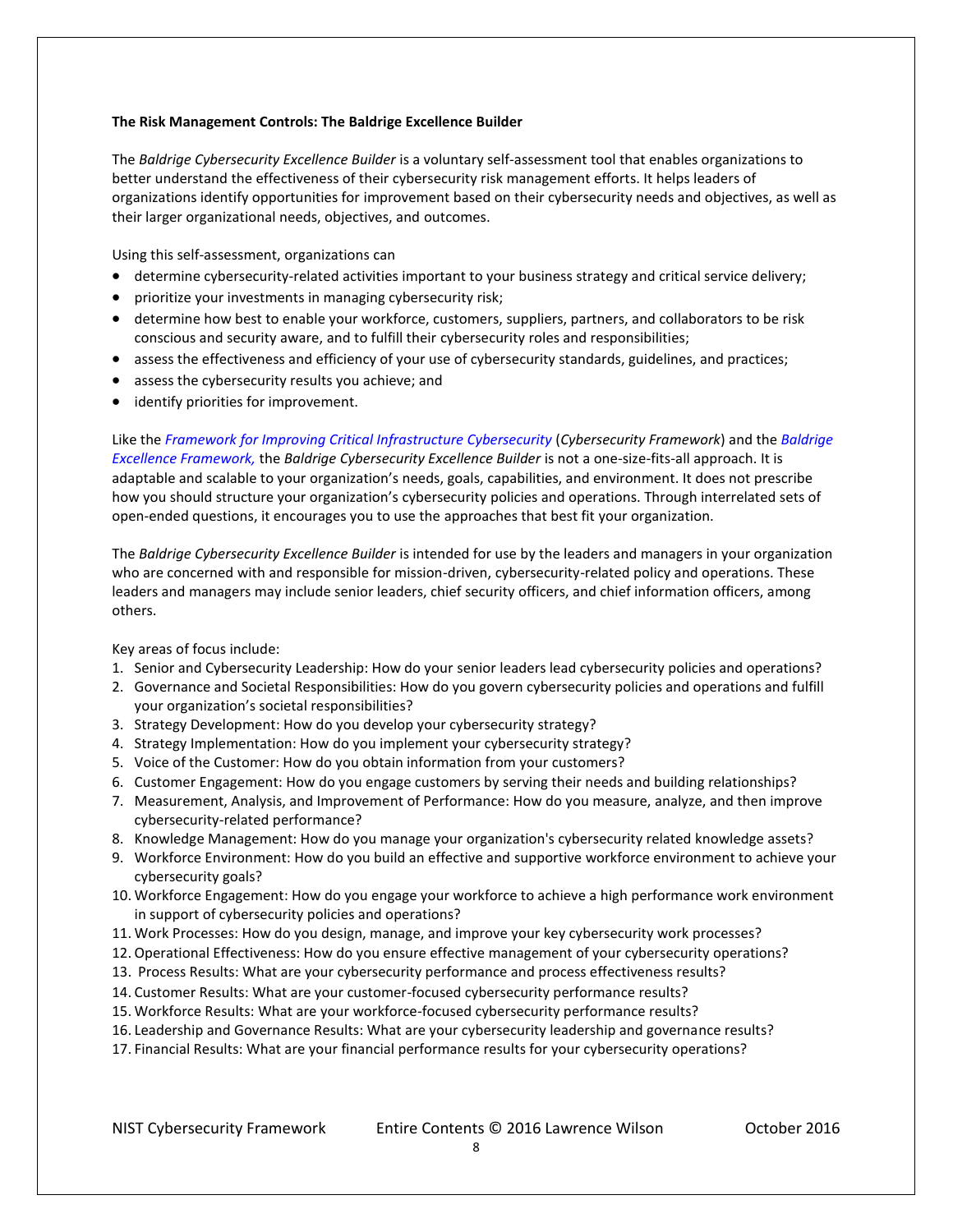**The Risk Management Controls: The Baldrige Excellence Builder**

The *Baldrige Cybersecurity Excellence Builder* is a voluntary self-assessment tool that enables organizations to better understand the effectiveness of their cybersecurity risk management efforts. It helps leaders of organizations identify opportunities for improvement based on their cybersecurity needs and objectives, as well as their larger organizational needs, objectives, and outcomes.

Using this self-assessment, organizations can

- determine cybersecurity-related activities important to your business strategy and critical service delivery;
- prioritize your investments in managing cybersecurity risk;
- determine how best to enable your workforce, customers, suppliers, partners, and collaborators to be risk conscious and security aware, and to fulfill their cybersecurity roles and responsibilities;
- assess the effectiveness and efficiency of your use of cybersecurity standards, guidelines, and practices;
- assess the cybersecurity results you achieve; and
- identify priorities for improvement.

Like the *Framework for Improving Critical Infrastructure Cybersecurity* (*Cybersecurity Framework*) and the *Baldrige Excellence Framework,* the *Baldrige Cybersecurity Excellence Builder* is not a one-size-fits-all approach. It is adaptable and scalable to your organization's needs, goals, capabilities, and environment. It does not prescribe how you should structure your organization's cybersecurity policies and operations. Through interrelated sets of open-ended questions, it encourages you to use the approaches that best fit your organization.

The *Baldrige Cybersecurity Excellence Builder* is intended for use by the leaders and managers in your organization who are concerned with and responsible for mission-driven, cybersecurity-related policy and operations. These leaders and managers may include senior leaders, chief security officers, and chief information officers, among others.

Key areas of focus include:

1. Senior and Cybersecurity Leadership: How do your senior leaders lead cybersecurity policies and operations?
2. Governance and Societal Responsibilities: How do you govern cybersecurity policies and operations and fulfill your organization's societal responsibilities?
3. Strategy Development: How do you develop your cybersecurity strategy?
4. Strategy Implementation: How do you implement your cybersecurity strategy?
5. Voice of the Customer: How do you obtain information from your customers?
6. Customer Engagement: How do you engage customers by serving their needs and building relationships?
7. Measurement, Analysis, and Improvement of Performance: How do you measure, analyze, and then improve cybersecurity-related performance?
8. Knowledge Management: How do you manage your organization's cybersecurity related knowledge assets?
9. Workforce Environment: How do you build an effective and supportive workforce environment to achieve your cybersecurity goals?
10. Workforce Engagement: How do you engage your workforce to achieve a high performance work environment in support of cybersecurity policies and operations?
11. Work Processes: How do you design, manage, and improve your key cybersecurity work processes?
12. Operational Effectiveness: How do you ensure effective management of your cybersecurity operations?
13. Process Results: What are your cybersecurity performance and process effectiveness results?
14. Customer Results: What are your customer-focused cybersecurity performance results?
15. Workforce Results: What are your workforce-focused cybersecurity performance results?
16. Leadership and Governance Results: What are your cybersecurity leadership and governance results?
17. Financial Results: What are your financial performance results for your cybersecurity operations?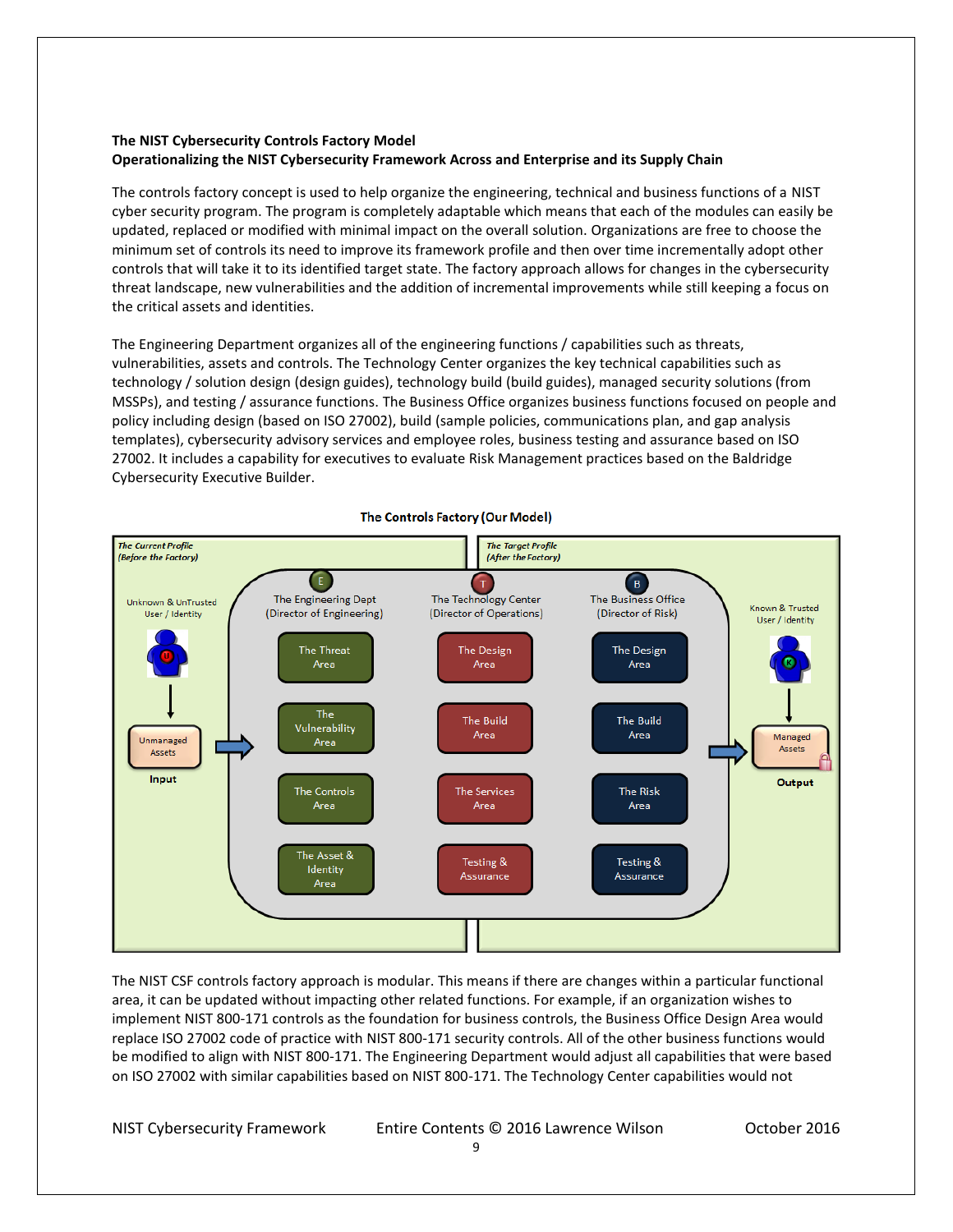**The NIST Cybersecurity Controls Factory Model**
**Operationalizing the NIST Cybersecurity Framework Across and Enterprise and its Supply Chain**

The controls factory concept is used to help organize the engineering, technical and business functions of a NIST cyber security program. The program is completely adaptable which means that each of the modules can easily be updated, replaced or modified with minimal impact on the overall solution. Organizations are free to choose the minimum set of controls its need to improve its framework profile and then over time incrementally adopt other controls that will take it to its identified target state. The factory approach allows for changes in the cybersecurity threat landscape, new vulnerabilities and the addition of incremental improvements while still keeping a focus on the critical assets and identities.

The Engineering Department organizes all of the engineering functions / capabilities such as threats, vulnerabilities, assets and controls. The Technology Center organizes the key technical capabilities such as technology / solution design (design guides), technology build (build guides), managed security solutions (from MSSPs), and testing / assurance functions. The Business Office organizes business functions focused on people and policy including design (based on ISO 27002), build (sample policies, communications plan, and gap analysis templates), cybersecurity advisory services and employee roles, business testing and assurance based on ISO 27002. It includes a capability for executives to evaluate Risk Management practices based on the Baldridge Cybersecurity Executive Builder.

**The Controls Factory (Our Model)**

*The Current Profile (Before the Factory)*

Unknown & UnTrusted User / Identity → Unmanaged Assets (Input)

| The Engineering Dept (Director of Engineering) | The Technology Center (Director of Operations) | The Business Office (Director of Risk) |
| --- | --- | --- |
| The Threat Area | The Design Area | The Design Area |
| The Vulnerability Area | The Build Area | The Build Area |
| The Controls Area | The Services Area | The Risk Area |
| The Asset & Identity Area | Testing & Assurance | Testing & Assurance |

*The Target Profile (After the Factory)*

Known & Trusted User / Identity → Managed Assets (Output)

The NIST CSF controls factory approach is modular. This means if there are changes within a particular functional area, it can be updated without impacting other related functions. For example, if an organization wishes to implement NIST 800-171 controls as the foundation for business controls, the Business Office Design Area would replace ISO 27002 code of practice with NIST 800-171 security controls. All of the other business functions would be modified to align with NIST 800-171. The Engineering Department would adjust all capabilities that were based on ISO 27002 with similar capabilities based on NIST 800-171. The Technology Center capabilities would not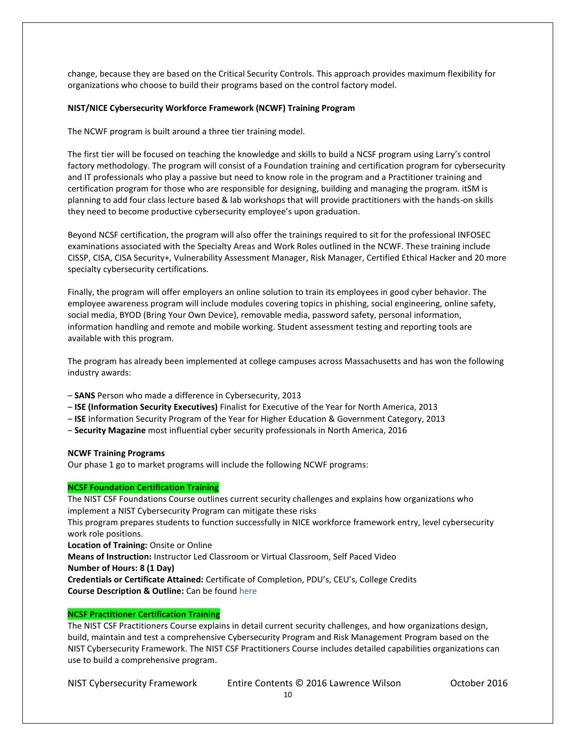change, because they are based on the Critical Security Controls. This approach provides maximum flexibility for organizations who choose to build their programs based on the control factory model.

**NIST/NICE Cybersecurity Workforce Framework (NCWF) Training Program**

The NCWF program is built around a three tier training model.

The first tier will be focused on teaching the knowledge and skills to build a NCSF program using Larry's control factory methodology. The program will consist of a Foundation training and certification program for cybersecurity and IT professionals who play a passive but need to know role in the program and a Practitioner training and certification program for those who are responsible for designing, building and managing the program. itSM is planning to add four class lecture based & lab workshops that will provide practitioners with the hands-on skills they need to become productive cybersecurity employee's upon graduation.

Beyond NCSF certification, the program will also offer the trainings required to sit for the professional INFOSEC examinations associated with the Specialty Areas and Work Roles outlined in the NCWF. These training include CISSP, CISA, CISA Security+, Vulnerability Assessment Manager, Risk Manager, Certified Ethical Hacker and 20 more specialty cybersecurity certifications.

Finally, the program will offer employers an online solution to train its employees in good cyber behavior. The employee awareness program will include modules covering topics in phishing, social engineering, online safety, social media, BYOD (Bring Your Own Device), removable media, password safety, personal information, information handling and remote and mobile working. Student assessment testing and reporting tools are available with this program.

The program has already been implemented at college campuses across Massachusetts and has won the following industry awards:

– **SANS** Person who made a difference in Cybersecurity, 2013
– **ISE (Information Security Executives)** Finalist for Executive of the Year for North America, 2013
– **ISE** Information Security Program of the Year for Higher Education & Government Category, 2013
– **Security Magazine** most influential cyber security professionals in North America, 2016

**NCWF Training Programs**
Our phase 1 go to market programs will include the following NCWF programs:

**NCSF Foundation Certification Training**
The NIST CSF Foundations Course outlines current security challenges and explains how organizations who implement a NIST Cybersecurity Program can mitigate these risks
This program prepares students to function successfully in NICE workforce framework entry, level cybersecurity work role positions.
**Location of Training:** Onsite or Online
**Means of Instruction:** Instructor Led Classroom or Virtual Classroom, Self Paced Video
**Number of Hours: 8 (1 Day)**
**Credentials or Certificate Attained:** Certificate of Completion, PDU's, CEU's, College Credits
**Course Description & Outline:** Can be found here

**NCSF Practitioner Certification Training**
The NIST CSF Practitioners Course explains in detail current security challenges, and how organizations design, build, maintain and test a comprehensive Cybersecurity Program and Risk Management Program based on the NIST Cybersecurity Framework. The NIST CSF Practitioners Course includes detailed capabilities organizations can use to build a comprehensive program.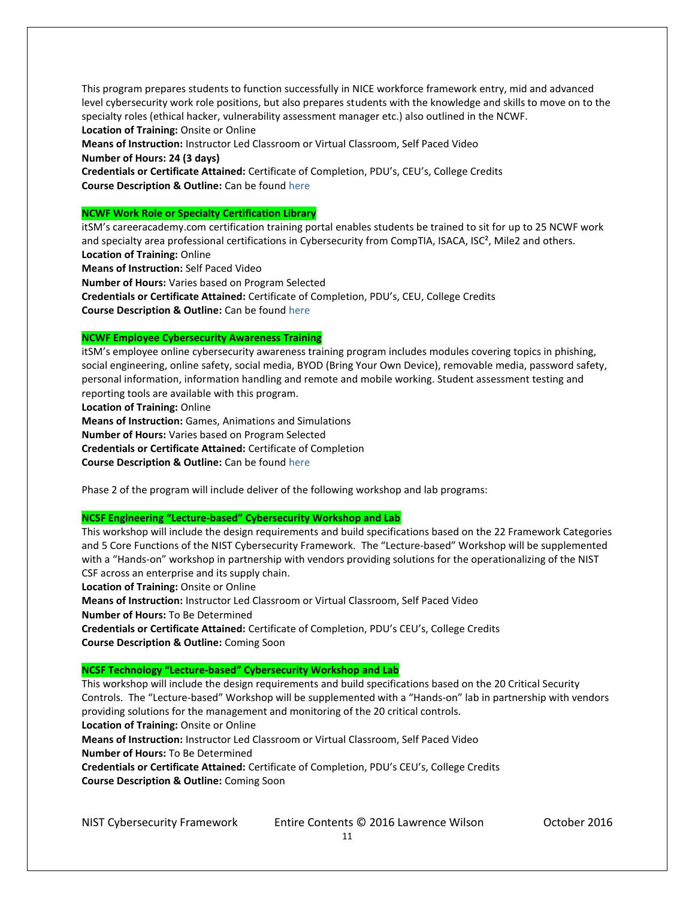This program prepares students to function successfully in NICE workforce framework entry, mid and advanced level cybersecurity work role positions, but also prepares students with the knowledge and skills to move on to the specialty roles (ethical hacker, vulnerability assessment manager etc.) also outlined in the NCWF.

**Location of Training:** Onsite or Online
**Means of Instruction:** Instructor Led Classroom or Virtual Classroom, Self Paced Video
**Number of Hours: 24 (3 days)**
**Credentials or Certificate Attained:** Certificate of Completion, PDU's, CEU's, College Credits
**Course Description & Outline:** Can be found here

**NCWF Work Role or Specialty Certification Library**

itSM's careeracademy.com certification training portal enables students be trained to sit for up to 25 NCWF work and specialty area professional certifications in Cybersecurity from CompTIA, ISACA, ISC², Mile2 and others.

**Location of Training:** Online
**Means of Instruction:** Self Paced Video
**Number of Hours:** Varies based on Program Selected
**Credentials or Certificate Attained:** Certificate of Completion, PDU's, CEU, College Credits
**Course Description & Outline:** Can be found here

**NCWF Employee Cybersecurity Awareness Training**

itSM's employee online cybersecurity awareness training program includes modules covering topics in phishing, social engineering, online safety, social media, BYOD (Bring Your Own Device), removable media, password safety, personal information, information handling and remote and mobile working. Student assessment testing and reporting tools are available with this program.

**Location of Training:** Online
**Means of Instruction:** Games, Animations and Simulations
**Number of Hours:** Varies based on Program Selected
**Credentials or Certificate Attained:** Certificate of Completion
**Course Description & Outline:** Can be found here

Phase 2 of the program will include deliver of the following workshop and lab programs:

**NCSF Engineering "Lecture-based" Cybersecurity Workshop and Lab**

This workshop will include the design requirements and build specifications based on the 22 Framework Categories and 5 Core Functions of the NIST Cybersecurity Framework. The "Lecture-based" Workshop will be supplemented with a "Hands-on" workshop in partnership with vendors providing solutions for the operationalizing of the NIST CSF across an enterprise and its supply chain.

**Location of Training:** Onsite or Online
**Means of Instruction:** Instructor Led Classroom or Virtual Classroom, Self Paced Video
**Number of Hours:** To Be Determined
**Credentials or Certificate Attained:** Certificate of Completion, PDU's CEU's, College Credits
**Course Description & Outline:** Coming Soon

**NCSF Technology "Lecture-based" Cybersecurity Workshop and Lab**

This workshop will include the design requirements and build specifications based on the 20 Critical Security Controls. The "Lecture-based" Workshop will be supplemented with a "Hands-on" lab in partnership with vendors providing solutions for the management and monitoring of the 20 critical controls.

**Location of Training:** Onsite or Online
**Means of Instruction:** Instructor Led Classroom or Virtual Classroom, Self Paced Video
**Number of Hours:** To Be Determined
**Credentials or Certificate Attained:** Certificate of Completion, PDU's CEU's, College Credits
**Course Description & Outline:** Coming Soon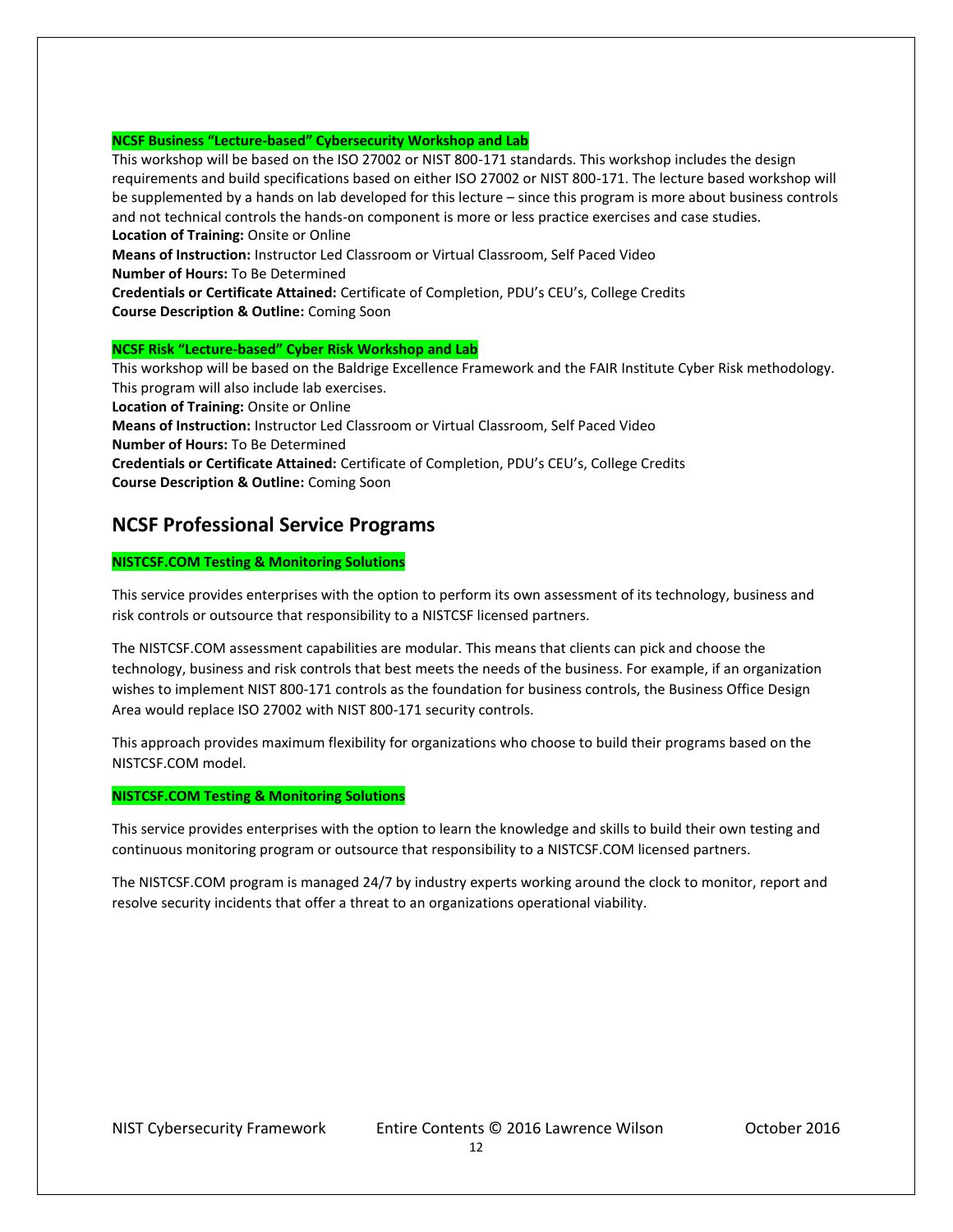**NCSF Business "Lecture-based" Cybersecurity Workshop and Lab**

This workshop will be based on the ISO 27002 or NIST 800-171 standards. This workshop includes the design requirements and build specifications based on either ISO 27002 or NIST 800-171. The lecture based workshop will be supplemented by a hands on lab developed for this lecture – since this program is more about business controls and not technical controls the hands-on component is more or less practice exercises and case studies.

**Location of Training:** Onsite or Online
**Means of Instruction:** Instructor Led Classroom or Virtual Classroom, Self Paced Video
**Number of Hours:** To Be Determined
**Credentials or Certificate Attained:** Certificate of Completion, PDU's CEU's, College Credits
**Course Description & Outline:** Coming Soon

**NCSF Risk "Lecture-based" Cyber Risk Workshop and Lab**

This workshop will be based on the Baldrige Excellence Framework and the FAIR Institute Cyber Risk methodology. This program will also include lab exercises.

**Location of Training:** Onsite or Online
**Means of Instruction:** Instructor Led Classroom or Virtual Classroom, Self Paced Video
**Number of Hours:** To Be Determined
**Credentials or Certificate Attained:** Certificate of Completion, PDU's CEU's, College Credits
**Course Description & Outline:** Coming Soon

## NCSF Professional Service Programs

**NISTCSF.COM Testing & Monitoring Solutions**

This service provides enterprises with the option to perform its own assessment of its technology, business and risk controls or outsource that responsibility to a NISTCSF licensed partners.

The NISTCSF.COM assessment capabilities are modular. This means that clients can pick and choose the technology, business and risk controls that best meets the needs of the business. For example, if an organization wishes to implement NIST 800-171 controls as the foundation for business controls, the Business Office Design Area would replace ISO 27002 with NIST 800-171 security controls.

This approach provides maximum flexibility for organizations who choose to build their programs based on the NISTCSF.COM model.

**NISTCSF.COM Testing & Monitoring Solutions**

This service provides enterprises with the option to learn the knowledge and skills to build their own testing and continuous monitoring program or outsource that responsibility to a NISTCSF.COM licensed partners.

The NISTCSF.COM program is managed 24/7 by industry experts working around the clock to monitor, report and resolve security incidents that offer a threat to an organizations operational viability.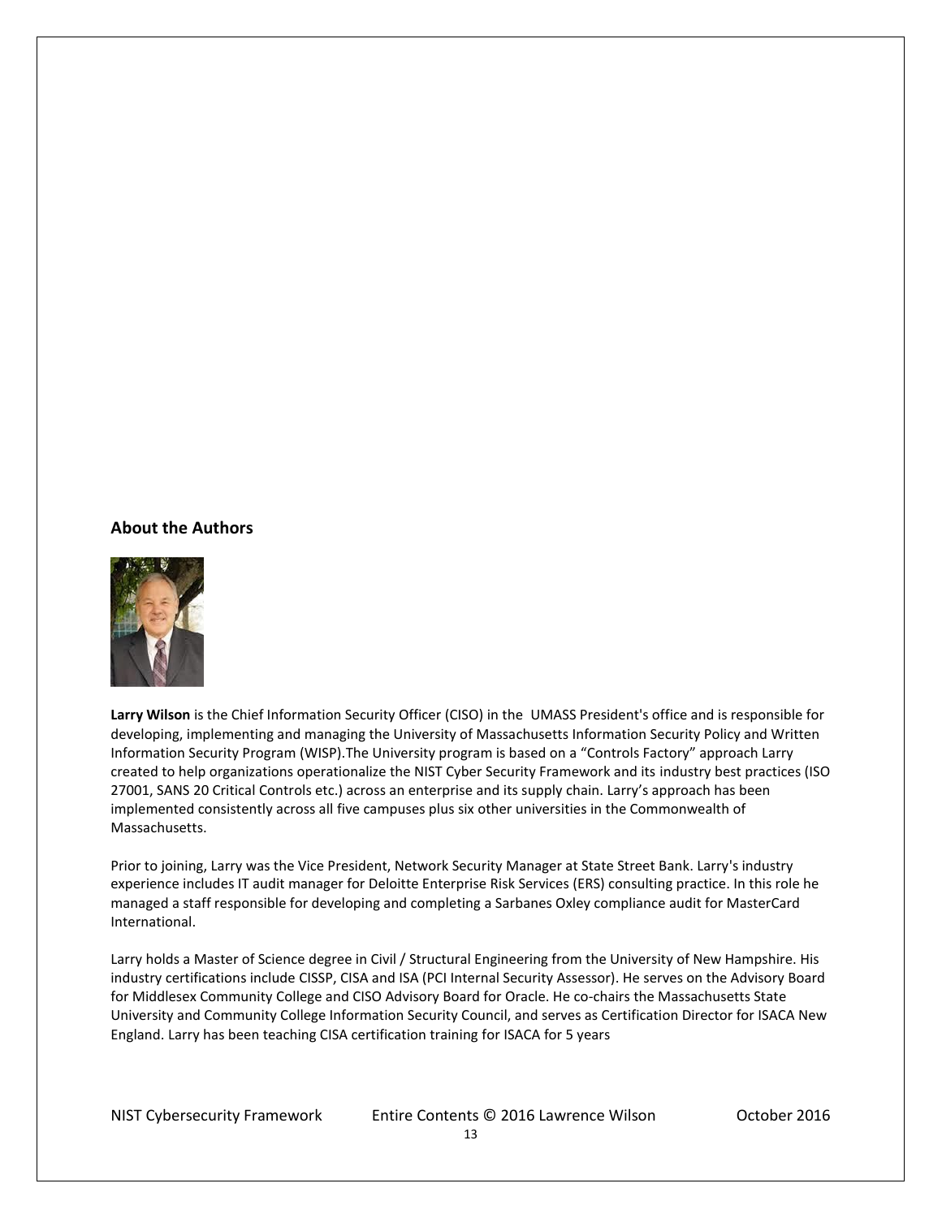## About the Authors

**Larry Wilson** is the Chief Information Security Officer (CISO) in the UMASS President's office and is responsible for developing, implementing and managing the University of Massachusetts Information Security Policy and Written Information Security Program (WISP).The University program is based on a "Controls Factory" approach Larry created to help organizations operationalize the NIST Cyber Security Framework and its industry best practices (ISO 27001, SANS 20 Critical Controls etc.) across an enterprise and its supply chain. Larry's approach has been implemented consistently across all five campuses plus six other universities in the Commonwealth of Massachusetts.

Prior to joining, Larry was the Vice President, Network Security Manager at State Street Bank. Larry's industry experience includes IT audit manager for Deloitte Enterprise Risk Services (ERS) consulting practice. In this role he managed a staff responsible for developing and completing a Sarbanes Oxley compliance audit for MasterCard International.

Larry holds a Master of Science degree in Civil / Structural Engineering from the University of New Hampshire. His industry certifications include CISSP, CISA and ISA (PCI Internal Security Assessor). He serves on the Advisory Board for Middlesex Community College and CISO Advisory Board for Oracle. He co-chairs the Massachusetts State University and Community College Information Security Council, and serves as Certification Director for ISACA New England. Larry has been teaching CISA certification training for ISACA for 5 years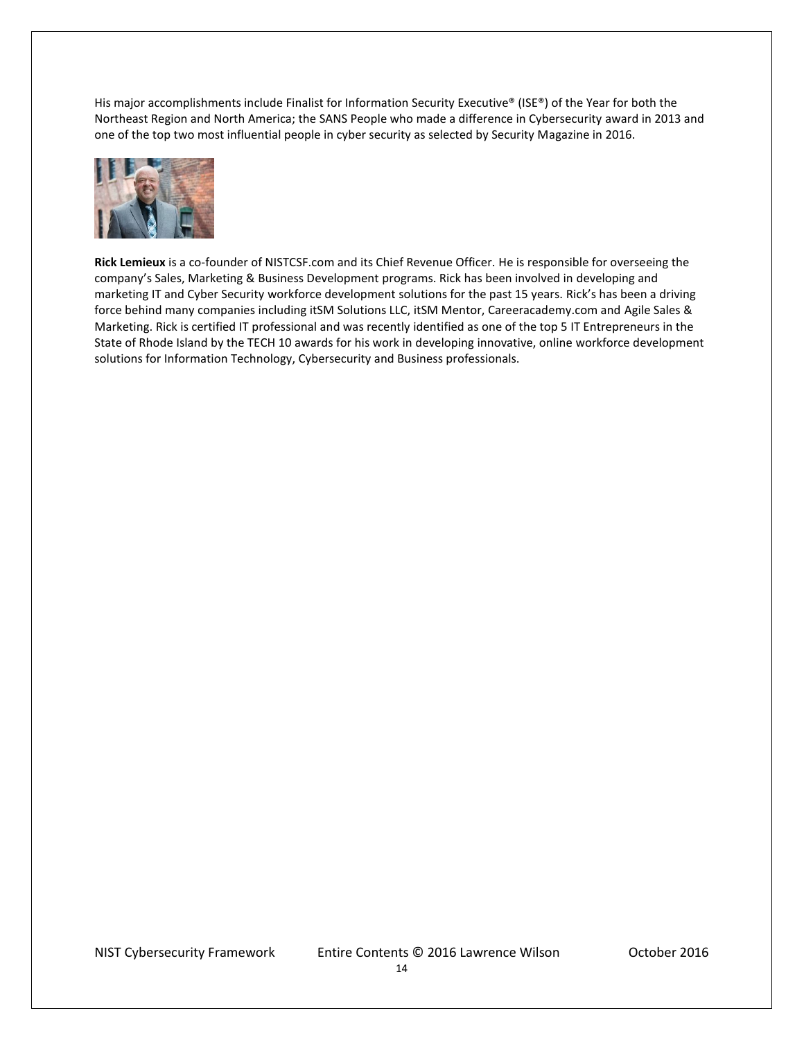His major accomplishments include Finalist for Information Security Executive® (ISE®) of the Year for both the Northeast Region and North America; the SANS People who made a difference in Cybersecurity award in 2013 and one of the top two most influential people in cyber security as selected by Security Magazine in 2016.

**Rick Lemieux** is a co-founder of NISTCSF.com and its Chief Revenue Officer. He is responsible for overseeing the company's Sales, Marketing & Business Development programs. Rick has been involved in developing and marketing IT and Cyber Security workforce development solutions for the past 15 years. Rick's has been a driving force behind many companies including itSM Solutions LLC, itSM Mentor, Careeracademy.com and Agile Sales & Marketing. Rick is certified IT professional and was recently identified as one of the top 5 IT Entrepreneurs in the State of Rhode Island by the TECH 10 awards for his work in developing innovative, online workforce development solutions for Information Technology, Cybersecurity and Business professionals.